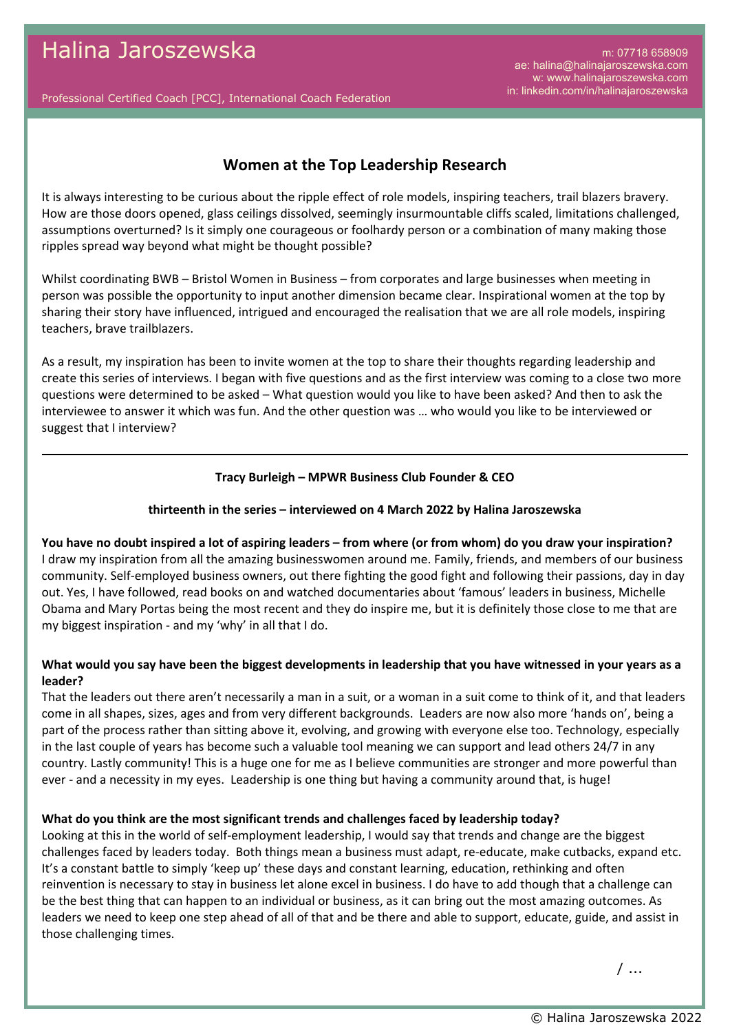# Halina Jaroszewska

Professional Certified Coach [PCC], International Coach Federation

m: 07718 658909
ae: halina@halinajaroszewska.com
w: www.halinajaroszewska.com
in: linkedin.com/in/halinajaroszewska

## Women at the Top Leadership Research

It is always interesting to be curious about the ripple effect of role models, inspiring teachers, trail blazers bravery. How are those doors opened, glass ceilings dissolved, seemingly insurmountable cliffs scaled, limitations challenged, assumptions overturned? Is it simply one courageous or foolhardy person or a combination of many making those ripples spread way beyond what might be thought possible?

Whilst coordinating BWB – Bristol Women in Business – from corporates and large businesses when meeting in person was possible the opportunity to input another dimension became clear. Inspirational women at the top by sharing their story have influenced, intrigued and encouraged the realisation that we are all role models, inspiring teachers, brave trailblazers.

As a result, my inspiration has been to invite women at the top to share their thoughts regarding leadership and create this series of interviews. I began with five questions and as the first interview was coming to a close two more questions were determined to be asked – What question would you like to have been asked? And then to ask the interviewee to answer it which was fun. And the other question was … who would you like to be interviewed or suggest that I interview?

---

**Tracy Burleigh – MPWR Business Club Founder & CEO**

**thirteenth in the series – interviewed on 4 March 2022 by Halina Jaroszewska**

**You have no doubt inspired a lot of aspiring leaders – from where (or from whom) do you draw your inspiration?**
I draw my inspiration from all the amazing businesswomen around me. Family, friends, and members of our business community. Self-employed business owners, out there fighting the good fight and following their passions, day in day out. Yes, I have followed, read books on and watched documentaries about 'famous' leaders in business, Michelle Obama and Mary Portas being the most recent and they do inspire me, but it is definitely those close to me that are my biggest inspiration - and my 'why' in all that I do.

**What would you say have been the biggest developments in leadership that you have witnessed in your years as a leader?**
That the leaders out there aren't necessarily a man in a suit, or a woman in a suit come to think of it, and that leaders come in all shapes, sizes, ages and from very different backgrounds. Leaders are now also more 'hands on', being a part of the process rather than sitting above it, evolving, and growing with everyone else too. Technology, especially in the last couple of years has become such a valuable tool meaning we can support and lead others 24/7 in any country. Lastly community! This is a huge one for me as I believe communities are stronger and more powerful than ever - and a necessity in my eyes. Leadership is one thing but having a community around that, is huge!

**What do you think are the most significant trends and challenges faced by leadership today?**
Looking at this in the world of self-employment leadership, I would say that trends and change are the biggest challenges faced by leaders today. Both things mean a business must adapt, re-educate, make cutbacks, expand etc. It's a constant battle to simply 'keep up' these days and constant learning, education, rethinking and often reinvention is necessary to stay in business let alone excel in business. I do have to add though that a challenge can be the best thing that can happen to an individual or business, as it can bring out the most amazing outcomes. As leaders we need to keep one step ahead of all of that and be there and able to support, educate, guide, and assist in those challenging times.

/ …

© Halina Jaroszewska 2022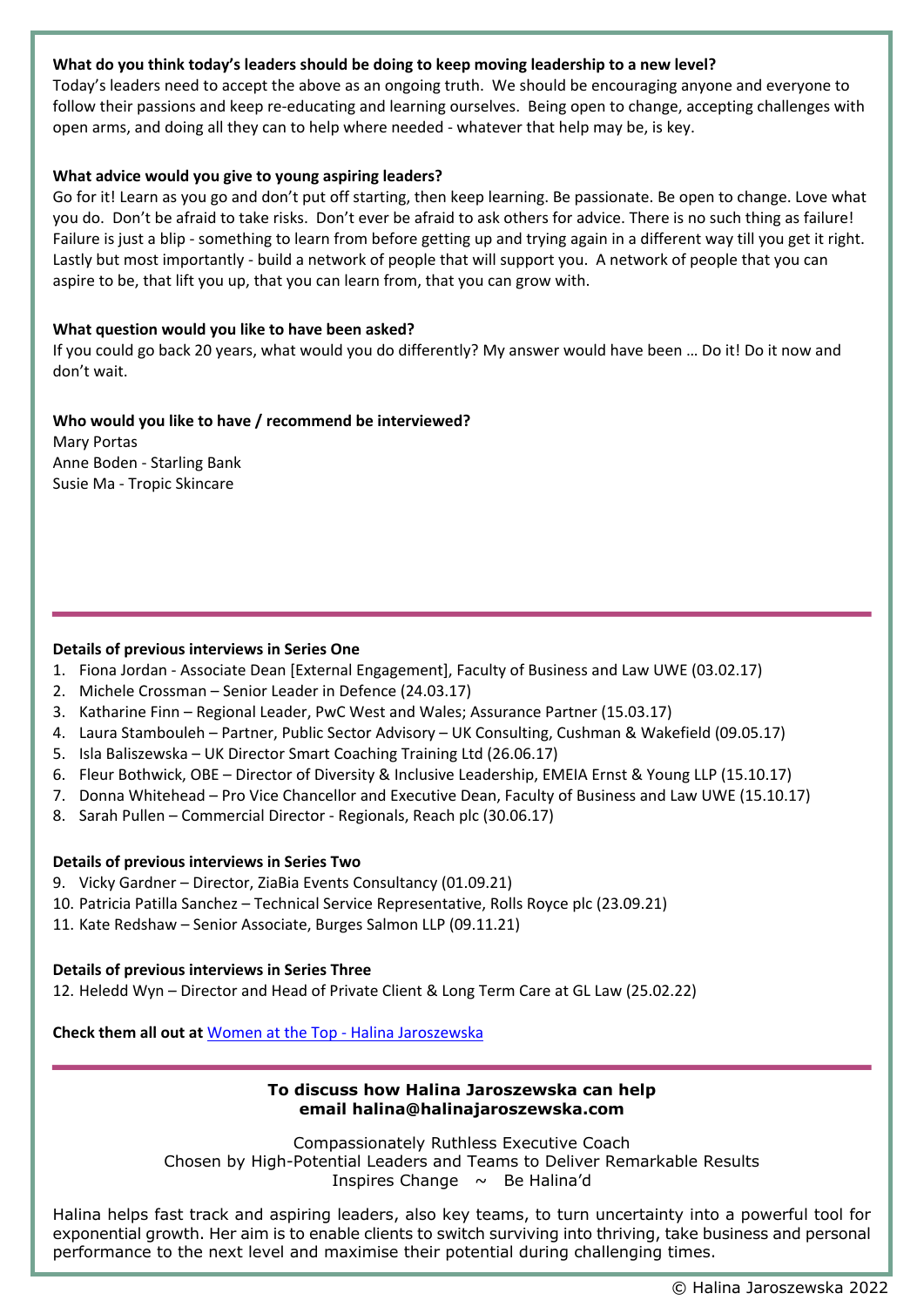**What do you think today's leaders should be doing to keep moving leadership to a new level?**
Today's leaders need to accept the above as an ongoing truth. We should be encouraging anyone and everyone to follow their passions and keep re-educating and learning ourselves. Being open to change, accepting challenges with open arms, and doing all they can to help where needed - whatever that help may be, is key.

**What advice would you give to young aspiring leaders?**
Go for it! Learn as you go and don't put off starting, then keep learning. Be passionate. Be open to change. Love what you do. Don't be afraid to take risks. Don't ever be afraid to ask others for advice. There is no such thing as failure! Failure is just a blip - something to learn from before getting up and trying again in a different way till you get it right. Lastly but most importantly - build a network of people that will support you. A network of people that you can aspire to be, that lift you up, that you can learn from, that you can grow with.

**What question would you like to have been asked?**
If you could go back 20 years, what would you do differently? My answer would have been … Do it! Do it now and don't wait.

**Who would you like to have / recommend be interviewed?**
Mary Portas
Anne Boden - Starling Bank
Susie Ma - Tropic Skincare

---

**Details of previous interviews in Series One**

1. Fiona Jordan - Associate Dean [External Engagement], Faculty of Business and Law UWE (03.02.17)
2. Michele Crossman – Senior Leader in Defence (24.03.17)
3. Katharine Finn – Regional Leader, PwC West and Wales; Assurance Partner (15.03.17)
4. Laura Stambouleh – Partner, Public Sector Advisory – UK Consulting, Cushman & Wakefield (09.05.17)
5. Isla Baliszewska – UK Director Smart Coaching Training Ltd (26.06.17)
6. Fleur Bothwick, OBE – Director of Diversity & Inclusive Leadership, EMEIA Ernst & Young LLP (15.10.17)
7. Donna Whitehead – Pro Vice Chancellor and Executive Dean, Faculty of Business and Law UWE (15.10.17)
8. Sarah Pullen – Commercial Director - Regionals, Reach plc (30.06.17)

**Details of previous interviews in Series Two**

9. Vicky Gardner – Director, ZiaBia Events Consultancy (01.09.21)
10. Patricia Patilla Sanchez – Technical Service Representative, Rolls Royce plc (23.09.21)
11. Kate Redshaw – Senior Associate, Burges Salmon LLP (09.11.21)

**Details of previous interviews in Series Three**

12. Heledd Wyn – Director and Head of Private Client & Long Term Care at GL Law (25.02.22)

**Check them all out at** [Women at the Top - Halina Jaroszewska]

---

**To discuss how Halina Jaroszewska can help**
**email halina@halinajaroszewska.com**

Compassionately Ruthless Executive Coach
Chosen by High-Potential Leaders and Teams to Deliver Remarkable Results
Inspires Change ~ Be Halina'd

Halina helps fast track and aspiring leaders, also key teams, to turn uncertainty into a powerful tool for exponential growth. Her aim is to enable clients to switch surviving into thriving, take business and personal performance to the next level and maximise their potential during challenging times.

© Halina Jaroszewska 2022